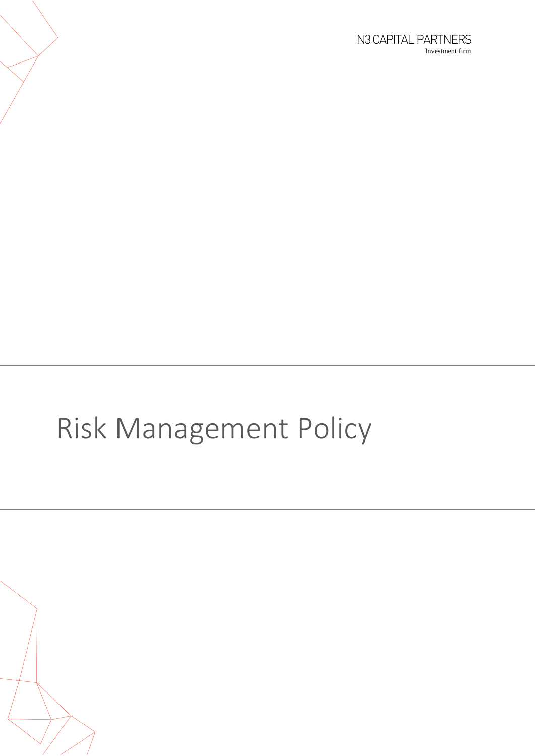N3 CAPITAL PARTNERS
Investment firm

# Risk Management Policy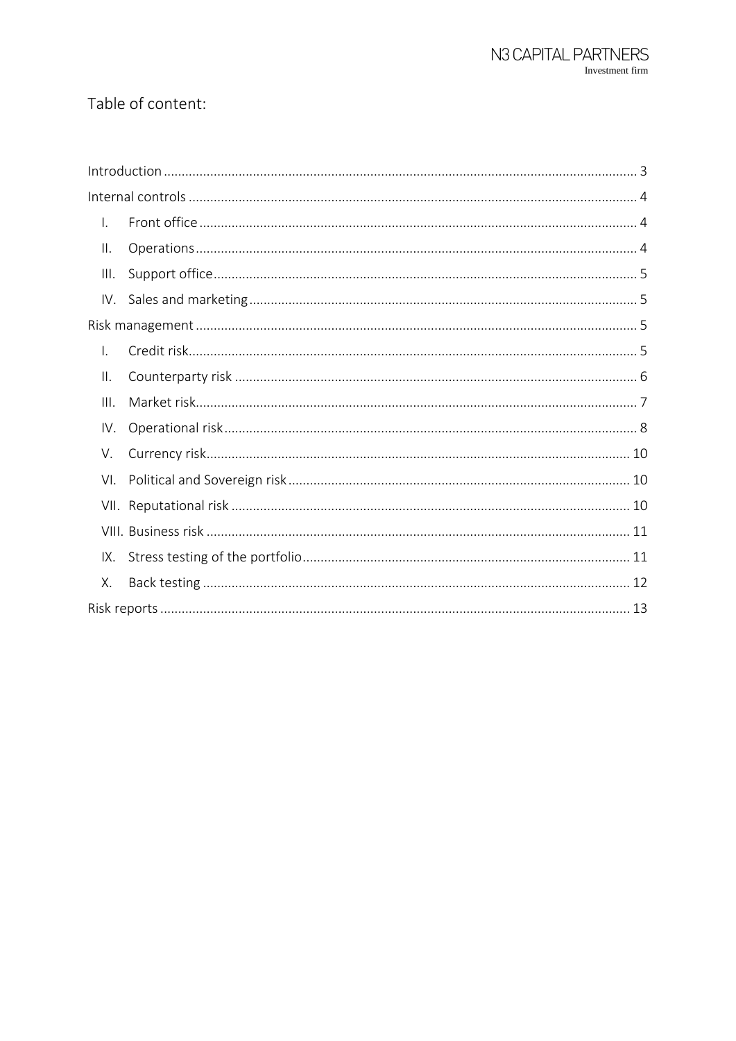# Table of content:

- Introduction ... 3
- Internal controls ... 4
  - I. Front office ... 4
  - II. Operations ... 4
  - III. Support office ... 5
  - IV. Sales and marketing ... 5
- Risk management ... 5
  - I. Credit risk ... 5
  - II. Counterparty risk ... 6
  - III. Market risk ... 7
  - IV. Operational risk ... 8
  - V. Currency risk ... 10
  - VI. Political and Sovereign risk ... 10
  - VII. Reputational risk ... 10
  - VIII. Business risk ... 11
  - IX. Stress testing of the portfolio ... 11
  - X. Back testing ... 12
- Risk reports ... 13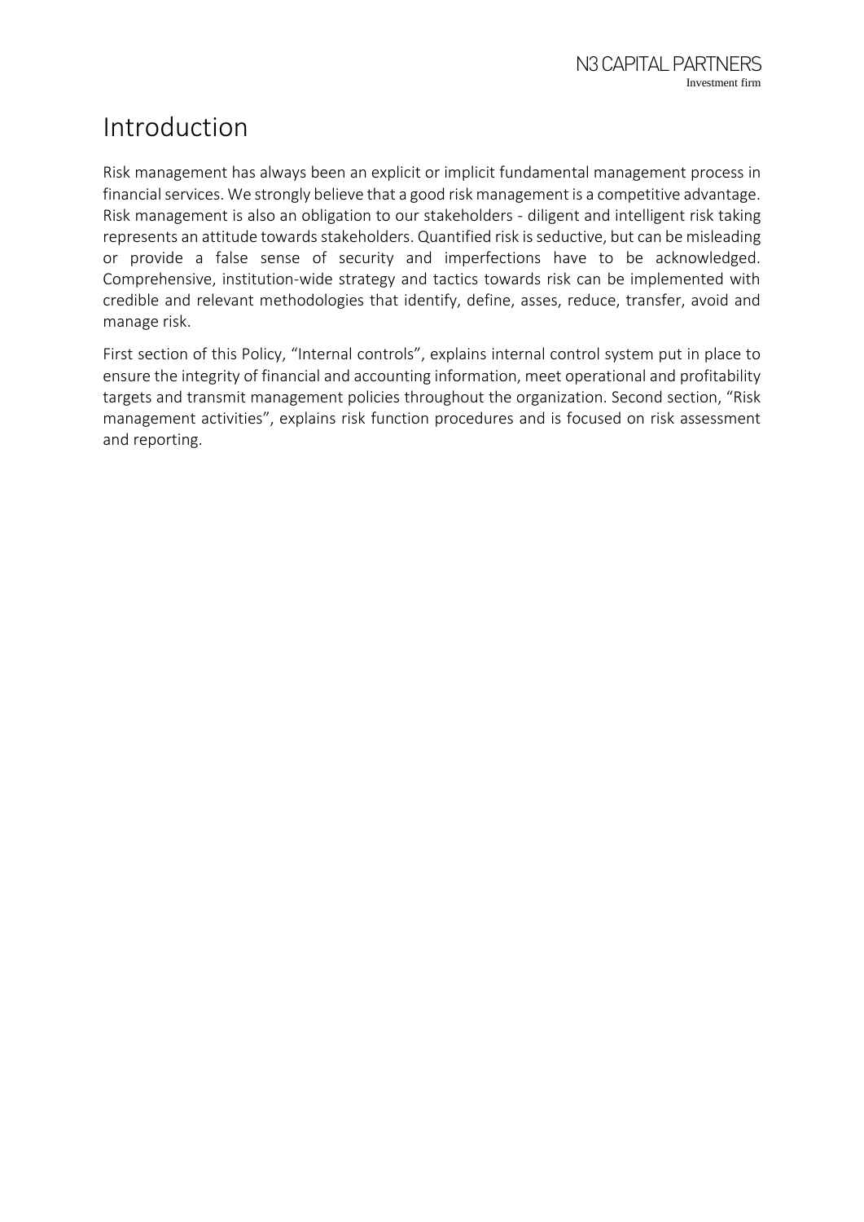# Introduction

Risk management has always been an explicit or implicit fundamental management process in financial services. We strongly believe that a good risk management is a competitive advantage. Risk management is also an obligation to our stakeholders - diligent and intelligent risk taking represents an attitude towards stakeholders. Quantified risk is seductive, but can be misleading or provide a false sense of security and imperfections have to be acknowledged. Comprehensive, institution-wide strategy and tactics towards risk can be implemented with credible and relevant methodologies that identify, define, asses, reduce, transfer, avoid and manage risk.

First section of this Policy, "Internal controls", explains internal control system put in place to ensure the integrity of financial and accounting information, meet operational and profitability targets and transmit management policies throughout the organization. Second section, "Risk management activities", explains risk function procedures and is focused on risk assessment and reporting.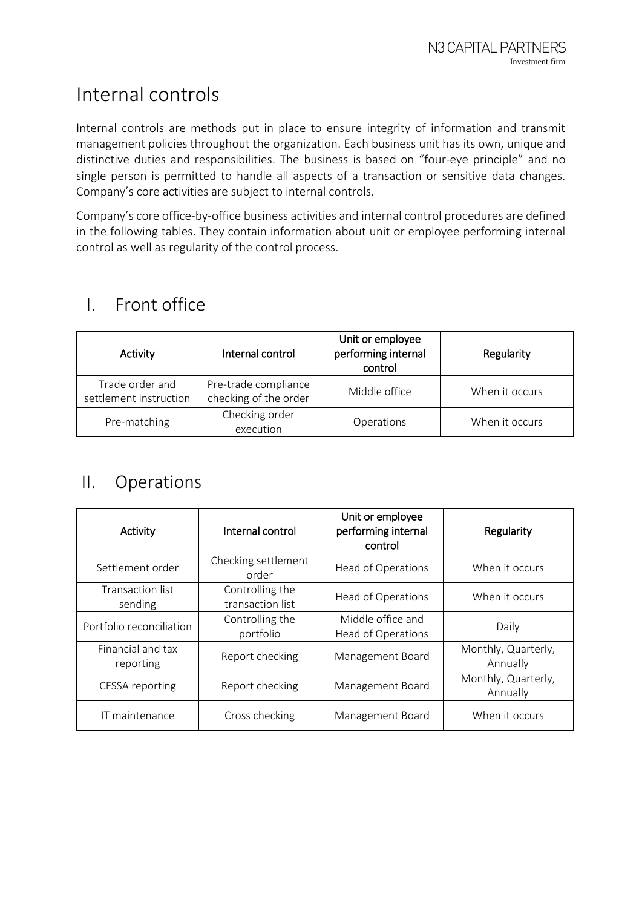# Internal controls

Internal controls are methods put in place to ensure integrity of information and transmit management policies throughout the organization. Each business unit has its own, unique and distinctive duties and responsibilities. The business is based on "four-eye principle" and no single person is permitted to handle all aspects of a transaction or sensitive data changes. Company's core activities are subject to internal controls.

Company's core office-by-office business activities and internal control procedures are defined in the following tables. They contain information about unit or employee performing internal control as well as regularity of the control process.

## I. Front office

| Activity | Internal control | Unit or employee performing internal control | Regularity |
|---|---|---|---|
| Trade order and settlement instruction | Pre-trade compliance checking of the order | Middle office | When it occurs |
| Pre-matching | Checking order execution | Operations | When it occurs |

## II. Operations

| Activity | Internal control | Unit or employee performing internal control | Regularity |
|---|---|---|---|
| Settlement order | Checking settlement order | Head of Operations | When it occurs |
| Transaction list sending | Controlling the transaction list | Head of Operations | When it occurs |
| Portfolio reconciliation | Controlling the portfolio | Middle office and Head of Operations | Daily |
| Financial and tax reporting | Report checking | Management Board | Monthly, Quarterly, Annually |
| CFSSA reporting | Report checking | Management Board | Monthly, Quarterly, Annually |
| IT maintenance | Cross checking | Management Board | When it occurs |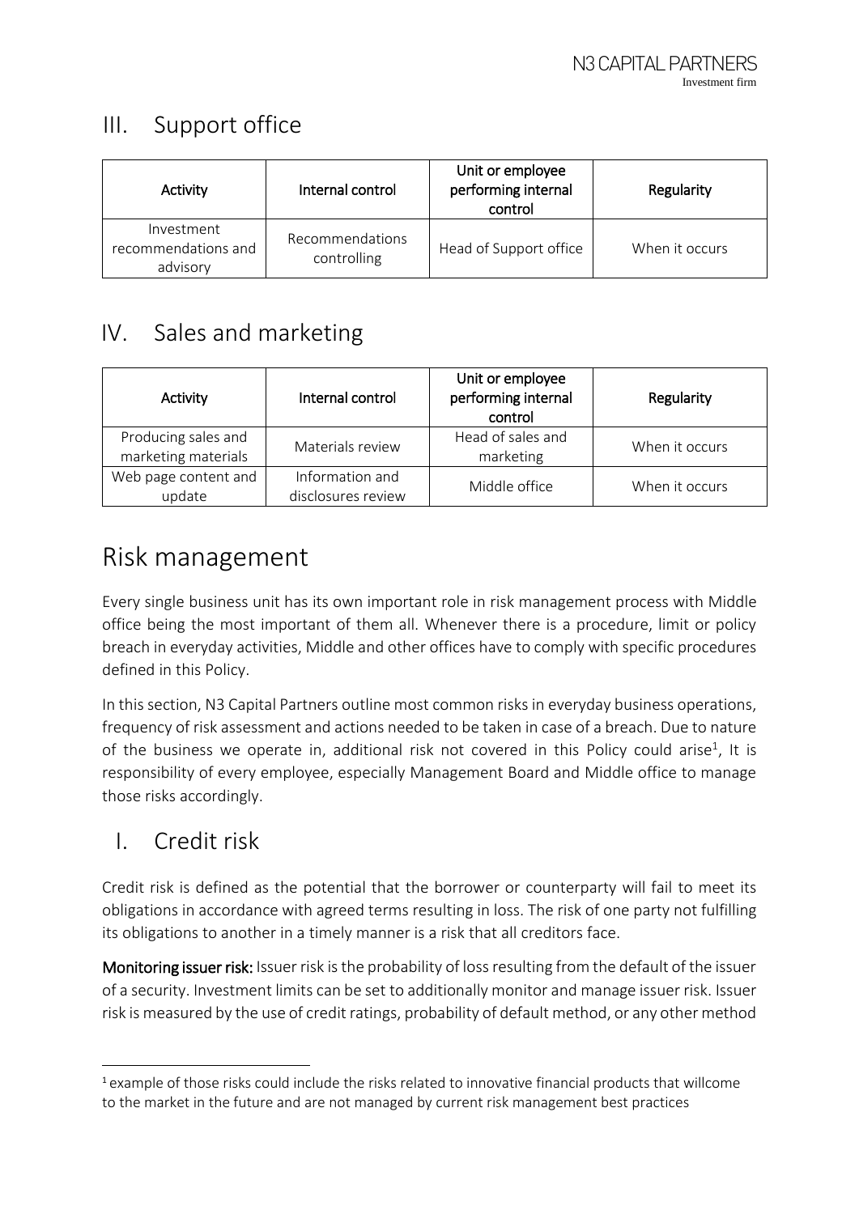## III. Support office

| Activity | Internal control | Unit or employee performing internal control | Regularity |
| --- | --- | --- | --- |
| Investment recommendations and advisory | Recommendations controlling | Head of Support office | When it occurs |

## IV. Sales and marketing

| Activity | Internal control | Unit or employee performing internal control | Regularity |
| --- | --- | --- | --- |
| Producing sales and marketing materials | Materials review | Head of sales and marketing | When it occurs |
| Web page content and update | Information and disclosures review | Middle office | When it occurs |

# Risk management

Every single business unit has its own important role in risk management process with Middle office being the most important of them all. Whenever there is a procedure, limit or policy breach in everyday activities, Middle and other offices have to comply with specific procedures defined in this Policy.

In this section, N3 Capital Partners outline most common risks in everyday business operations, frequency of risk assessment and actions needed to be taken in case of a breach. Due to nature of the business we operate in, additional risk not covered in this Policy could arise[1], It is responsibility of every employee, especially Management Board and Middle office to manage those risks accordingly.

## I. Credit risk

Credit risk is defined as the potential that the borrower or counterparty will fail to meet its obligations in accordance with agreed terms resulting in loss. The risk of one party not fulfilling its obligations to another in a timely manner is a risk that all creditors face.

**Monitoring issuer risk:** Issuer risk is the probability of loss resulting from the default of the issuer of a security. Investment limits can be set to additionally monitor and manage issuer risk. Issuer risk is measured by the use of credit ratings, probability of default method, or any other method

[1] example of those risks could include the risks related to innovative financial products that willcome to the market in the future and are not managed by current risk management best practices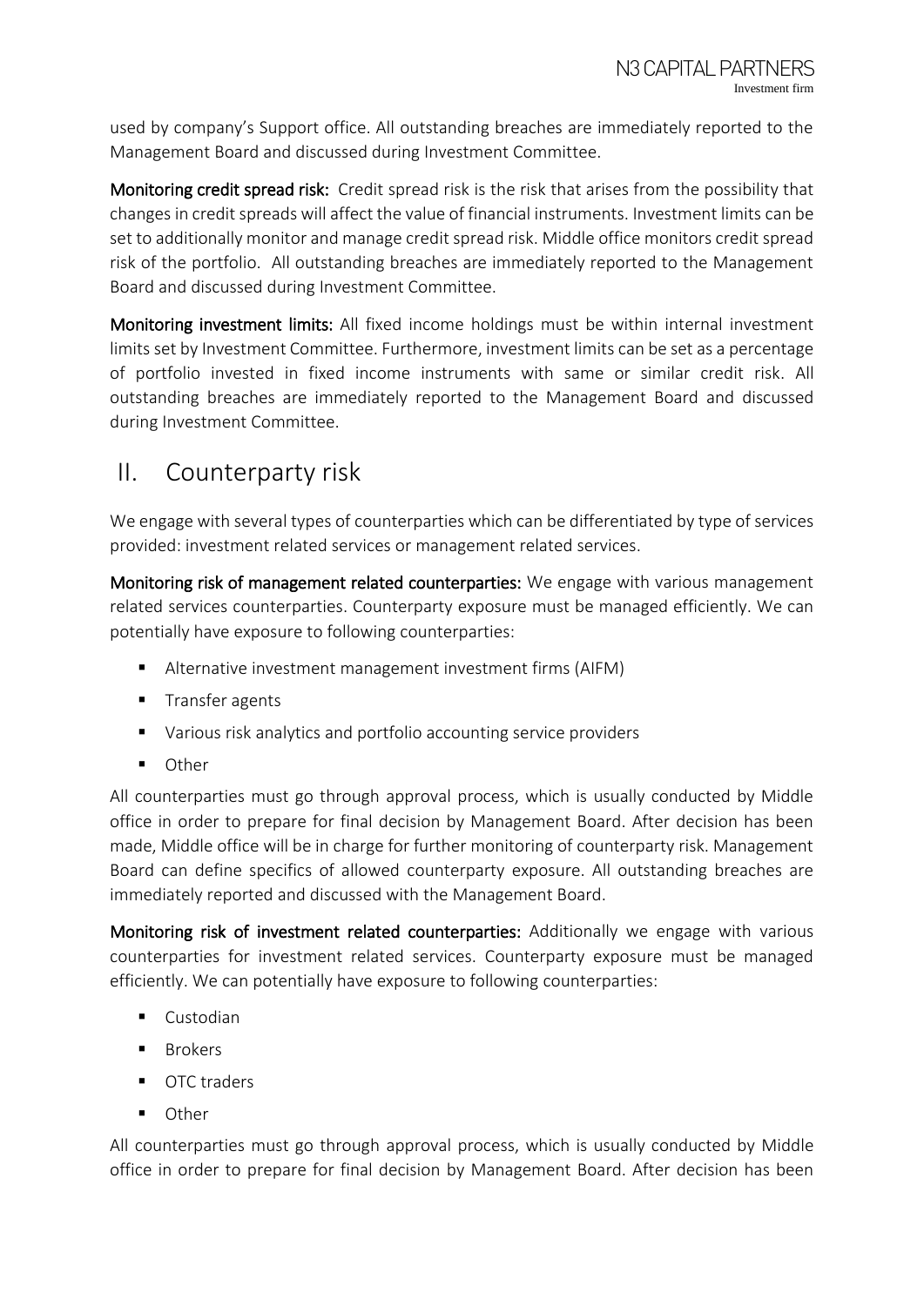used by company's Support office. All outstanding breaches are immediately reported to the Management Board and discussed during Investment Committee.

**Monitoring credit spread risk:** Credit spread risk is the risk that arises from the possibility that changes in credit spreads will affect the value of financial instruments. Investment limits can be set to additionally monitor and manage credit spread risk. Middle office monitors credit spread risk of the portfolio. All outstanding breaches are immediately reported to the Management Board and discussed during Investment Committee.

**Monitoring investment limits:** All fixed income holdings must be within internal investment limits set by Investment Committee. Furthermore, investment limits can be set as a percentage of portfolio invested in fixed income instruments with same or similar credit risk. All outstanding breaches are immediately reported to the Management Board and discussed during Investment Committee.

## II. Counterparty risk

We engage with several types of counterparties which can be differentiated by type of services provided: investment related services or management related services.

**Monitoring risk of management related counterparties:** We engage with various management related services counterparties. Counterparty exposure must be managed efficiently. We can potentially have exposure to following counterparties:

- Alternative investment management investment firms (AIFM)
- Transfer agents
- Various risk analytics and portfolio accounting service providers
- Other

All counterparties must go through approval process, which is usually conducted by Middle office in order to prepare for final decision by Management Board. After decision has been made, Middle office will be in charge for further monitoring of counterparty risk. Management Board can define specifics of allowed counterparty exposure. All outstanding breaches are immediately reported and discussed with the Management Board.

**Monitoring risk of investment related counterparties:** Additionally we engage with various counterparties for investment related services. Counterparty exposure must be managed efficiently. We can potentially have exposure to following counterparties:

- Custodian
- Brokers
- OTC traders
- Other

All counterparties must go through approval process, which is usually conducted by Middle office in order to prepare for final decision by Management Board. After decision has been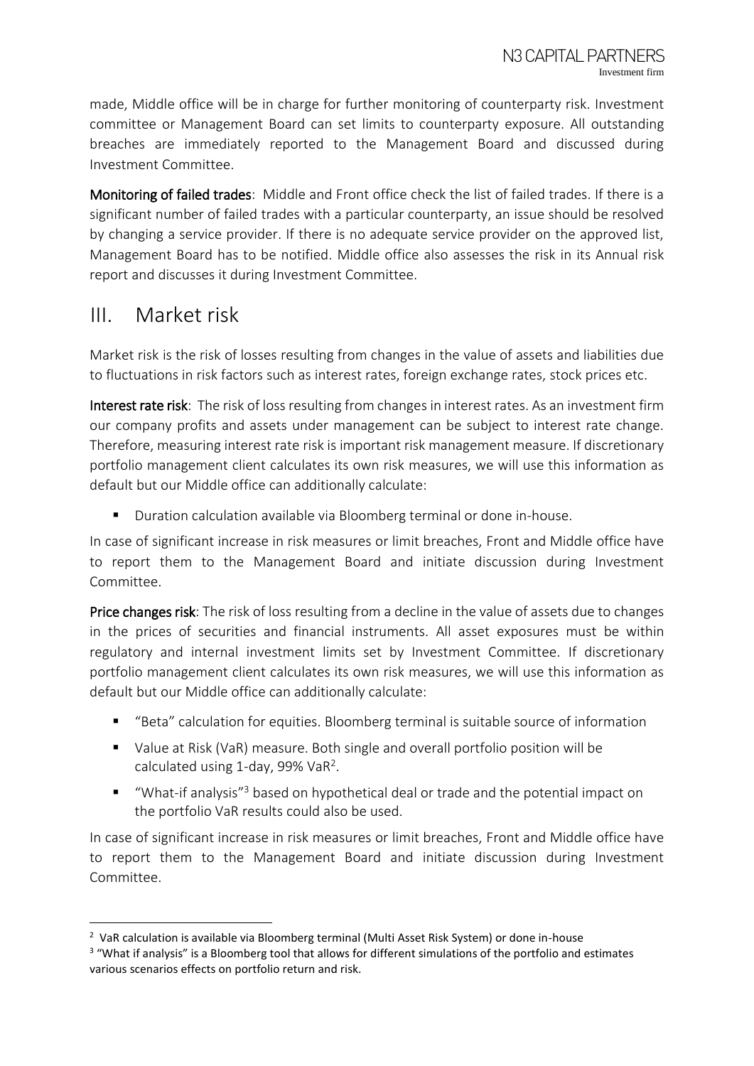made, Middle office will be in charge for further monitoring of counterparty risk. Investment committee or Management Board can set limits to counterparty exposure. All outstanding breaches are immediately reported to the Management Board and discussed during Investment Committee.

**Monitoring of failed trades**: Middle and Front office check the list of failed trades. If there is a significant number of failed trades with a particular counterparty, an issue should be resolved by changing a service provider. If there is no adequate service provider on the approved list, Management Board has to be notified. Middle office also assesses the risk in its Annual risk report and discusses it during Investment Committee.

# III. Market risk

Market risk is the risk of losses resulting from changes in the value of assets and liabilities due to fluctuations in risk factors such as interest rates, foreign exchange rates, stock prices etc.

**Interest rate risk**: The risk of loss resulting from changes in interest rates. As an investment firm our company profits and assets under management can be subject to interest rate change. Therefore, measuring interest rate risk is important risk management measure. If discretionary portfolio management client calculates its own risk measures, we will use this information as default but our Middle office can additionally calculate:

- Duration calculation available via Bloomberg terminal or done in-house.

In case of significant increase in risk measures or limit breaches, Front and Middle office have to report them to the Management Board and initiate discussion during Investment Committee.

**Price changes risk**: The risk of loss resulting from a decline in the value of assets due to changes in the prices of securities and financial instruments. All asset exposures must be within regulatory and internal investment limits set by Investment Committee. If discretionary portfolio management client calculates its own risk measures, we will use this information as default but our Middle office can additionally calculate:

- "Beta" calculation for equities. Bloomberg terminal is suitable source of information
- Value at Risk (VaR) measure. Both single and overall portfolio position will be calculated using 1-day, 99% VaR[2].
- "What-if analysis"[3] based on hypothetical deal or trade and the potential impact on the portfolio VaR results could also be used.

In case of significant increase in risk measures or limit breaches, Front and Middle office have to report them to the Management Board and initiate discussion during Investment Committee.

[2] VaR calculation is available via Bloomberg terminal (Multi Asset Risk System) or done in-house

[3] "What if analysis" is a Bloomberg tool that allows for different simulations of the portfolio and estimates various scenarios effects on portfolio return and risk.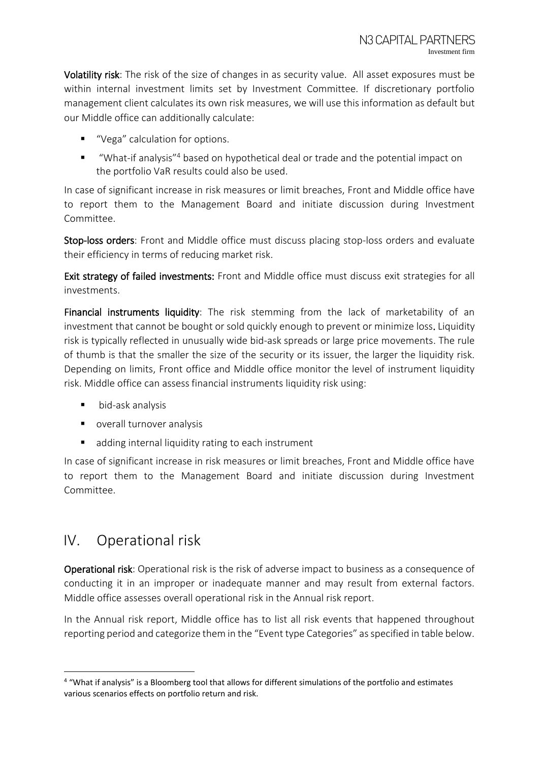**Volatility risk**: The risk of the size of changes in as security value. All asset exposures must be within internal investment limits set by Investment Committee. If discretionary portfolio management client calculates its own risk measures, we will use this information as default but our Middle office can additionally calculate:

- "Vega" calculation for options.
- "What-if analysis"[4] based on hypothetical deal or trade and the potential impact on the portfolio VaR results could also be used.

In case of significant increase in risk measures or limit breaches, Front and Middle office have to report them to the Management Board and initiate discussion during Investment Committee.

**Stop-loss orders**: Front and Middle office must discuss placing stop-loss orders and evaluate their efficiency in terms of reducing market risk.

**Exit strategy of failed investments:** Front and Middle office must discuss exit strategies for all investments.

**Financial instruments liquidity**: The risk stemming from the lack of marketability of an investment that cannot be bought or sold quickly enough to prevent or minimize loss. Liquidity risk is typically reflected in unusually wide bid-ask spreads or large price movements. The rule of thumb is that the smaller the size of the security or its issuer, the larger the liquidity risk. Depending on limits, Front office and Middle office monitor the level of instrument liquidity risk. Middle office can assess financial instruments liquidity risk using:

- bid-ask analysis
- overall turnover analysis
- adding internal liquidity rating to each instrument

In case of significant increase in risk measures or limit breaches, Front and Middle office have to report them to the Management Board and initiate discussion during Investment Committee.

# IV. Operational risk

**Operational risk**: Operational risk is the risk of adverse impact to business as a consequence of conducting it in an improper or inadequate manner and may result from external factors. Middle office assesses overall operational risk in the Annual risk report.

In the Annual risk report, Middle office has to list all risk events that happened throughout reporting period and categorize them in the "Event type Categories" as specified in table below.

[4] "What if analysis" is a Bloomberg tool that allows for different simulations of the portfolio and estimates various scenarios effects on portfolio return and risk.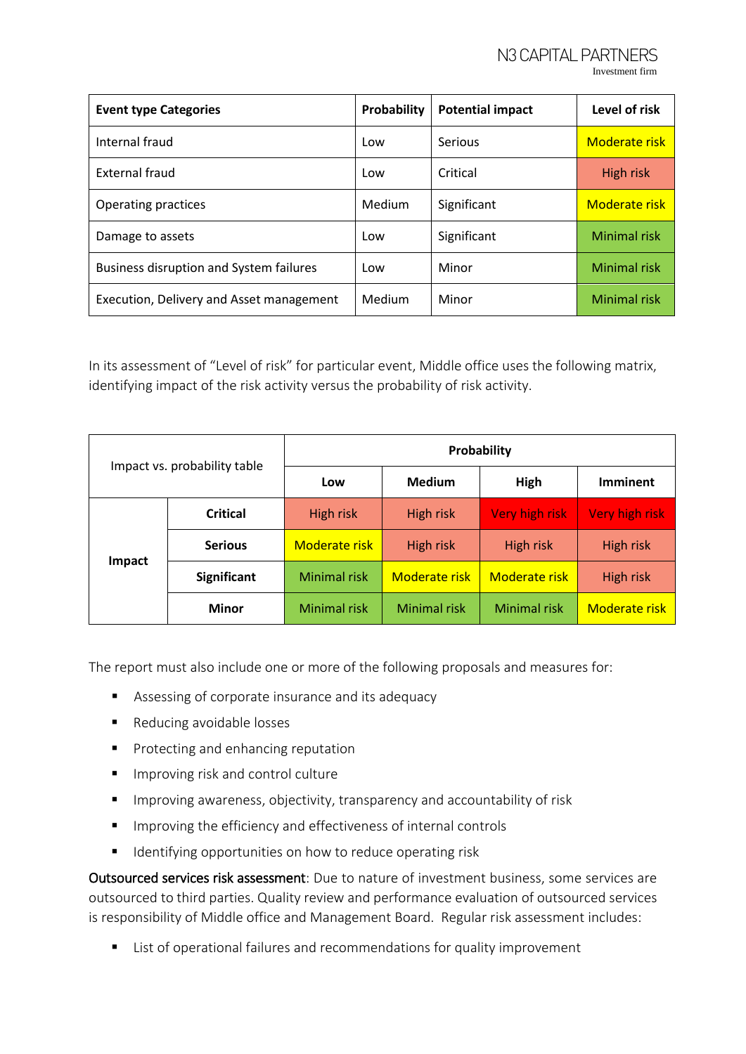| Event type Categories | Probability | Potential impact | Level of risk |
|---|---|---|---|
| Internal fraud | Low | Serious | Moderate risk |
| External fraud | Low | Critical | High risk |
| Operating practices | Medium | Significant | Moderate risk |
| Damage to assets | Low | Significant | Minimal risk |
| Business disruption and System failures | Low | Minor | Minimal risk |
| Execution, Delivery and Asset management | Medium | Minor | Minimal risk |

In its assessment of "Level of risk" for particular event, Middle office uses the following matrix, identifying impact of the risk activity versus the probability of risk activity.

| Impact vs. probability table | | Probability | | | |
|---|---|---|---|---|---|
| | | **Low** | **Medium** | **High** | **Imminent** |
| **Impact** | **Critical** | High risk | High risk | Very high risk | Very high risk |
| | **Serious** | Moderate risk | High risk | High risk | High risk |
| | **Significant** | Minimal risk | Moderate risk | Moderate risk | High risk |
| | **Minor** | Minimal risk | Minimal risk | Minimal risk | Moderate risk |

The report must also include one or more of the following proposals and measures for:

- Assessing of corporate insurance and its adequacy
- Reducing avoidable losses
- Protecting and enhancing reputation
- Improving risk and control culture
- Improving awareness, objectivity, transparency and accountability of risk
- Improving the efficiency and effectiveness of internal controls
- Identifying opportunities on how to reduce operating risk

Outsourced services risk assessment: Due to nature of investment business, some services are outsourced to third parties. Quality review and performance evaluation of outsourced services is responsibility of Middle office and Management Board. Regular risk assessment includes:

- List of operational failures and recommendations for quality improvement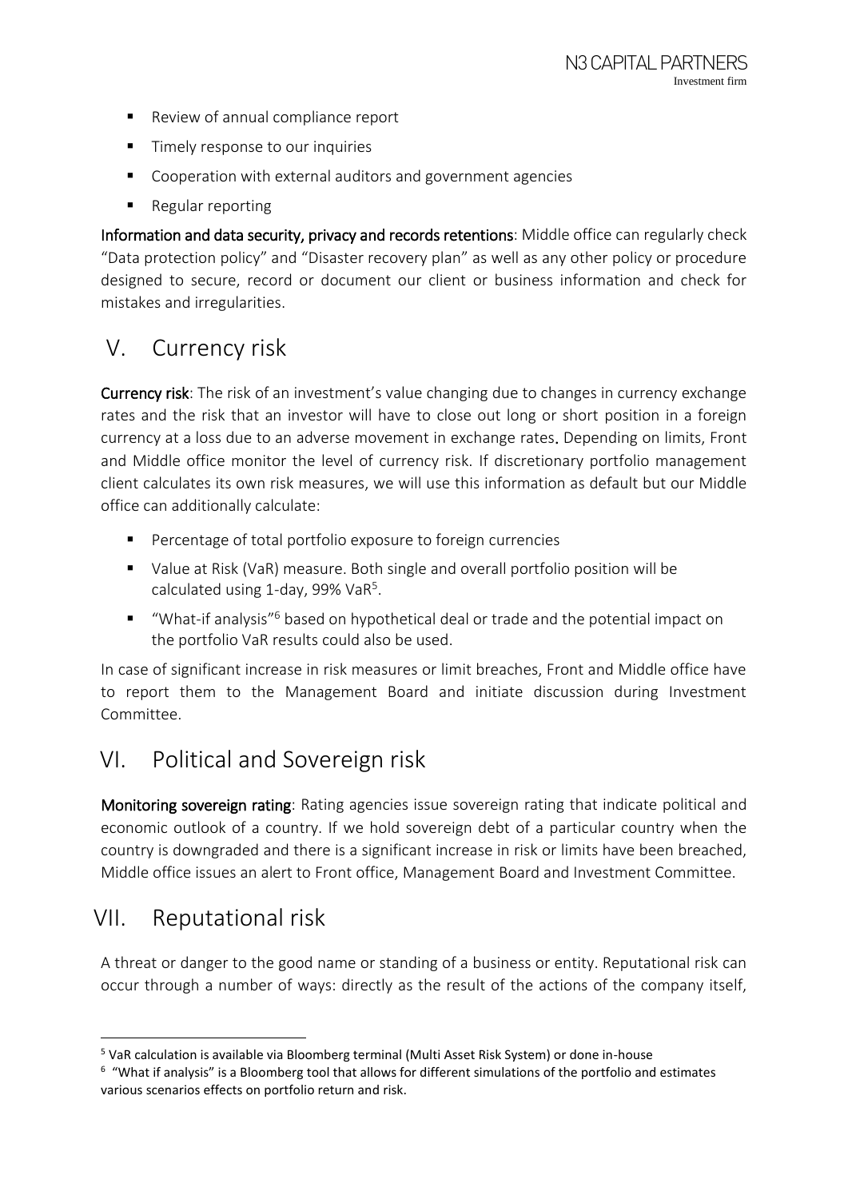- Review of annual compliance report
- Timely response to our inquiries
- Cooperation with external auditors and government agencies
- Regular reporting

**Information and data security, privacy and records retentions**: Middle office can regularly check "Data protection policy" and "Disaster recovery plan" as well as any other policy or procedure designed to secure, record or document our client or business information and check for mistakes and irregularities.

## V. Currency risk

**Currency risk**: The risk of an investment's value changing due to changes in currency exchange rates and the risk that an investor will have to close out long or short position in a foreign currency at a loss due to an adverse movement in exchange rates. Depending on limits, Front and Middle office monitor the level of currency risk. If discretionary portfolio management client calculates its own risk measures, we will use this information as default but our Middle office can additionally calculate:

- Percentage of total portfolio exposure to foreign currencies
- Value at Risk (VaR) measure. Both single and overall portfolio position will be calculated using 1-day, 99% VaR[5].
- "What-if analysis"[6] based on hypothetical deal or trade and the potential impact on the portfolio VaR results could also be used.

In case of significant increase in risk measures or limit breaches, Front and Middle office have to report them to the Management Board and initiate discussion during Investment Committee.

## VI. Political and Sovereign risk

**Monitoring sovereign rating**: Rating agencies issue sovereign rating that indicate political and economic outlook of a country. If we hold sovereign debt of a particular country when the country is downgraded and there is a significant increase in risk or limits have been breached, Middle office issues an alert to Front office, Management Board and Investment Committee.

## VII. Reputational risk

A threat or danger to the good name or standing of a business or entity. Reputational risk can occur through a number of ways: directly as the result of the actions of the company itself,

[5] VaR calculation is available via Bloomberg terminal (Multi Asset Risk System) or done in-house

[6] "What if analysis" is a Bloomberg tool that allows for different simulations of the portfolio and estimates various scenarios effects on portfolio return and risk.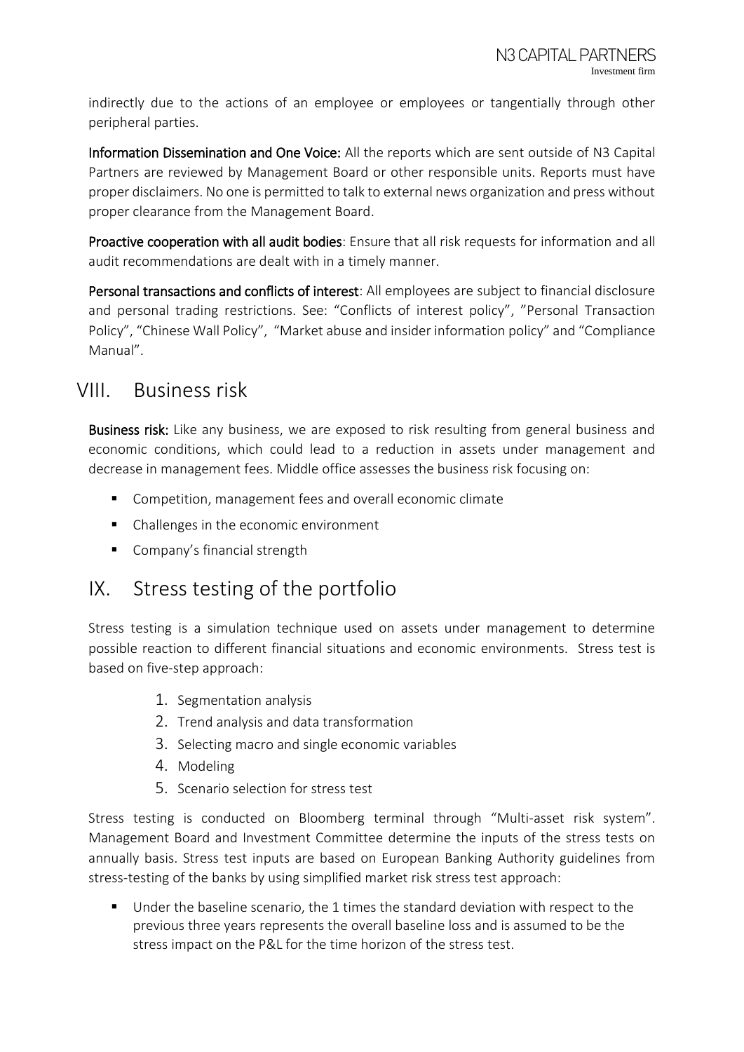indirectly due to the actions of an employee or employees or tangentially through other peripheral parties.

**Information Dissemination and One Voice:** All the reports which are sent outside of N3 Capital Partners are reviewed by Management Board or other responsible units. Reports must have proper disclaimers. No one is permitted to talk to external news organization and press without proper clearance from the Management Board.

**Proactive cooperation with all audit bodies**: Ensure that all risk requests for information and all audit recommendations are dealt with in a timely manner.

**Personal transactions and conflicts of interest**: All employees are subject to financial disclosure and personal trading restrictions. See: "Conflicts of interest policy", "Personal Transaction Policy", "Chinese Wall Policy", "Market abuse and insider information policy" and "Compliance Manual".

## VIII. Business risk

**Business risk:** Like any business, we are exposed to risk resulting from general business and economic conditions, which could lead to a reduction in assets under management and decrease in management fees. Middle office assesses the business risk focusing on:

- Competition, management fees and overall economic climate
- Challenges in the economic environment
- Company's financial strength

## IX. Stress testing of the portfolio

Stress testing is a simulation technique used on assets under management to determine possible reaction to different financial situations and economic environments. Stress test is based on five-step approach:

1. Segmentation analysis
2. Trend analysis and data transformation
3. Selecting macro and single economic variables
4. Modeling
5. Scenario selection for stress test

Stress testing is conducted on Bloomberg terminal through "Multi-asset risk system". Management Board and Investment Committee determine the inputs of the stress tests on annually basis. Stress test inputs are based on European Banking Authority guidelines from stress-testing of the banks by using simplified market risk stress test approach:

- Under the baseline scenario, the 1 times the standard deviation with respect to the previous three years represents the overall baseline loss and is assumed to be the stress impact on the P&L for the time horizon of the stress test.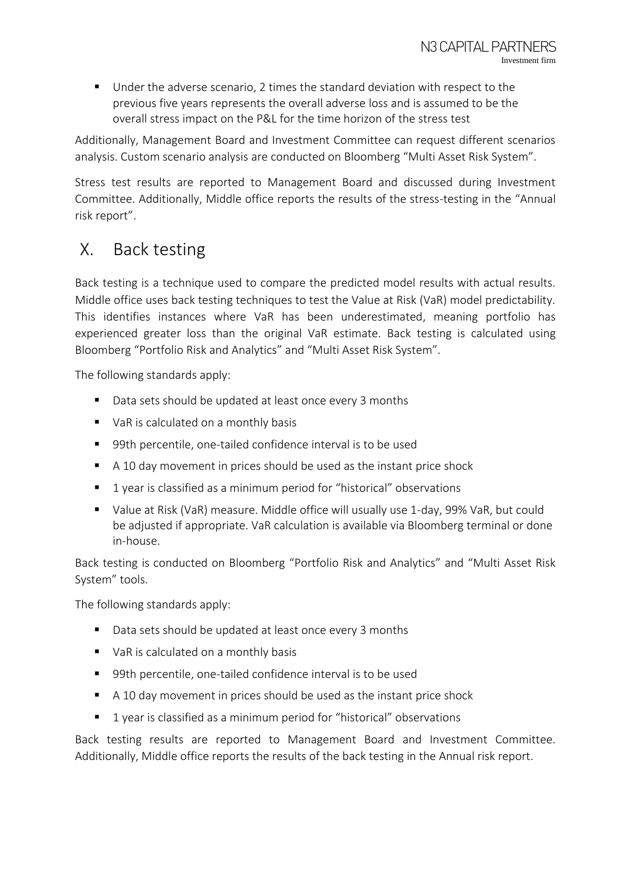- Under the adverse scenario, 2 times the standard deviation with respect to the previous five years represents the overall adverse loss and is assumed to be the overall stress impact on the P&L for the time horizon of the stress test

Additionally, Management Board and Investment Committee can request different scenarios analysis. Custom scenario analysis are conducted on Bloomberg "Multi Asset Risk System".

Stress test results are reported to Management Board and discussed during Investment Committee. Additionally, Middle office reports the results of the stress-testing in the "Annual risk report".

# X. Back testing

Back testing is a technique used to compare the predicted model results with actual results. Middle office uses back testing techniques to test the Value at Risk (VaR) model predictability. This identifies instances where VaR has been underestimated, meaning portfolio has experienced greater loss than the original VaR estimate. Back testing is calculated using Bloomberg "Portfolio Risk and Analytics" and "Multi Asset Risk System".

The following standards apply:

- Data sets should be updated at least once every 3 months
- VaR is calculated on a monthly basis
- 99th percentile, one-tailed confidence interval is to be used
- A 10 day movement in prices should be used as the instant price shock
- 1 year is classified as a minimum period for "historical" observations
- Value at Risk (VaR) measure. Middle office will usually use 1-day, 99% VaR, but could be adjusted if appropriate. VaR calculation is available via Bloomberg terminal or done in-house.

Back testing is conducted on Bloomberg "Portfolio Risk and Analytics" and "Multi Asset Risk System" tools.

The following standards apply:

- Data sets should be updated at least once every 3 months
- VaR is calculated on a monthly basis
- 99th percentile, one-tailed confidence interval is to be used
- A 10 day movement in prices should be used as the instant price shock
- 1 year is classified as a minimum period for "historical" observations

Back testing results are reported to Management Board and Investment Committee. Additionally, Middle office reports the results of the back testing in the Annual risk report.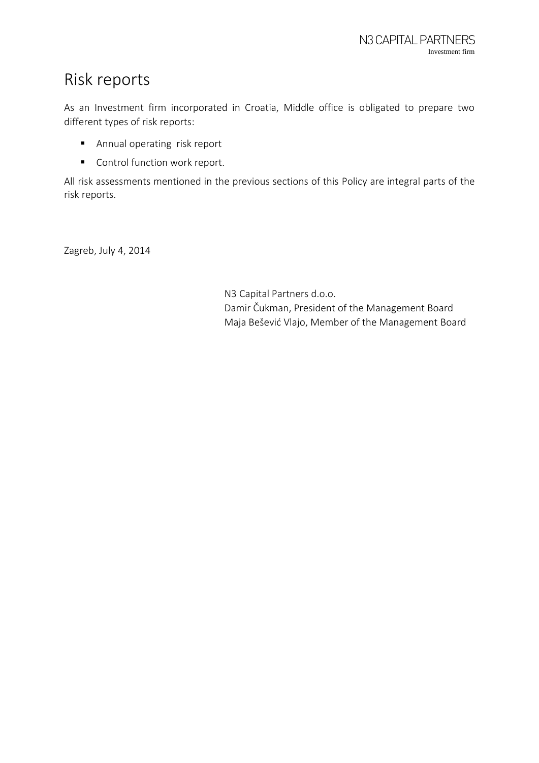# Risk reports

As an Investment firm incorporated in Croatia, Middle office is obligated to prepare two different types of risk reports:

- Annual operating  risk report
- Control function work report.

All risk assessments mentioned in the previous sections of this Policy are integral parts of the risk reports.

Zagreb, July 4, 2014

N3 Capital Partners d.o.o.
Damir Čukman, President of the Management Board
Maja Bešević Vlajo, Member of the Management Board